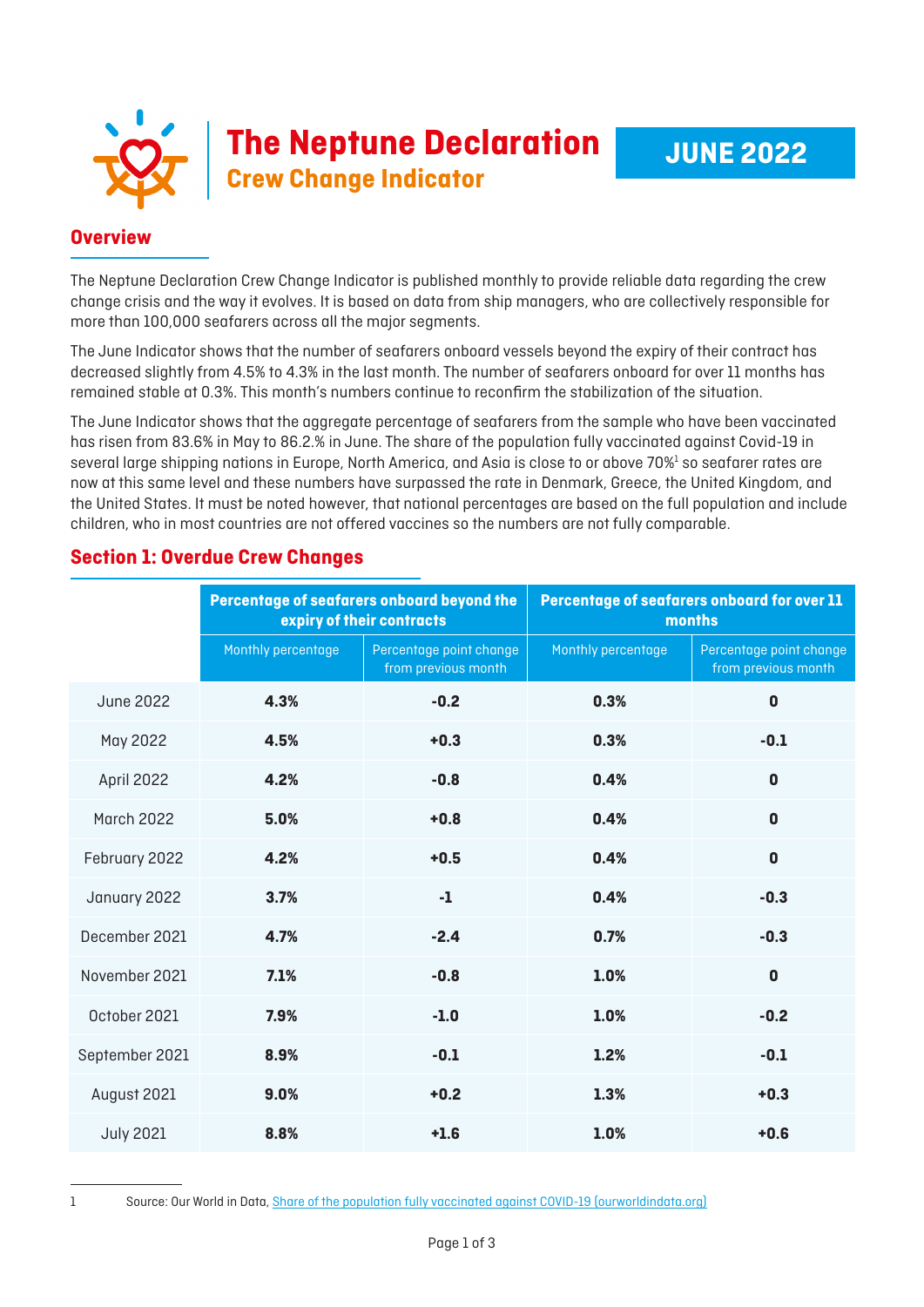# The Neptune Declaration

## Crew Change Indicator

**JUNE 2022**

## Overview

The Neptune Declaration Crew Change Indicator is published monthly to provide reliable data regarding the crew change crisis and the way it evolves. It is based on data from ship managers, who are collectively responsible for more than 100,000 seafarers across all the major segments.

The June Indicator shows that the number of seafarers onboard vessels beyond the expiry of their contract has decreased slightly from 4.5% to 4.3% in the last month. The number of seafarers onboard for over 11 months has remained stable at 0.3%. This month's numbers continue to reconfirm the stabilization of the situation.

The June Indicator shows that the aggregate percentage of seafarers from the sample who have been vaccinated has risen from 83.6% in May to 86.2.% in June. The share of the population fully vaccinated against Covid-19 in several large shipping nations in Europe, North America, and Asia is close to or above 70%[1] so seafarer rates are now at this same level and these numbers have surpassed the rate in Denmark, Greece, the United Kingdom, and the United States. It must be noted however, that national percentages are based on the full population and include children, who in most countries are not offered vaccines so the numbers are not fully comparable.

## Section 1: Overdue Crew Changes

| | Percentage of seafarers onboard beyond the expiry of their contracts | | Percentage of seafarers onboard for over 11 months | |
|---|---|---|---|---|
| | Monthly percentage | Percentage point change from previous month | Monthly percentage | Percentage point change from previous month |
| June 2022 | **4.3%** | **-0.2** | **0.3%** | **0** |
| May 2022 | **4.5%** | **+0.3** | **0.3%** | **-0.1** |
| April 2022 | **4.2%** | **-0.8** | **0.4%** | **0** |
| March 2022 | **5.0%** | **+0.8** | **0.4%** | **0** |
| February 2022 | **4.2%** | **+0.5** | **0.4%** | **0** |
| January 2022 | **3.7%** | **-1** | **0.4%** | **-0.3** |
| December 2021 | **4.7%** | **-2.4** | **0.7%** | **-0.3** |
| November 2021 | **7.1%** | **-0.8** | **1.0%** | **0** |
| October 2021 | **7.9%** | **-1.0** | **1.0%** | **-0.2** |
| September 2021 | **8.9%** | **-0.1** | **1.2%** | **-0.1** |
| August 2021 | **9.0%** | **+0.2** | **1.3%** | **+0.3** |
| July 2021 | **8.8%** | **+1.6** | **1.0%** | **+0.6** |

1 Source: Our World in Data, Share of the population fully vaccinated against COVID-19 (ourworldindata.org)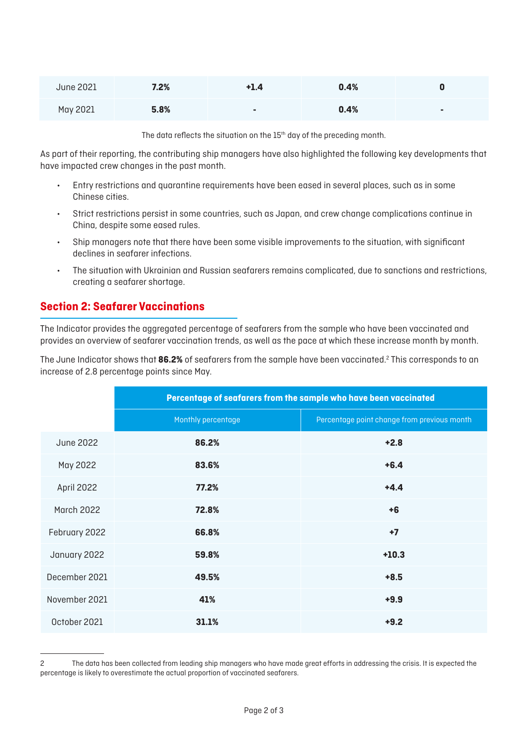| | | | | |
|---|---|---|---|---|
| June 2021 | **7.2%** | **+1.4** | **0.4%** | **0** |
| May 2021 | **5.8%** | **-** | **0.4%** | **-** |

The data reflects the situation on the 15th day of the preceding month.

As part of their reporting, the contributing ship managers have also highlighted the following key developments that have impacted crew changes in the past month.

- Entry restrictions and quarantine requirements have been eased in several places, such as in some Chinese cities.
- Strict restrictions persist in some countries, such as Japan, and crew change complications continue in China, despite some eased rules.
- Ship managers note that there have been some visible improvements to the situation, with significant declines in seafarer infections.
- The situation with Ukrainian and Russian seafarers remains complicated, due to sanctions and restrictions, creating a seafarer shortage.

## Section 2: Seafarer Vaccinations

The Indicator provides the aggregated percentage of seafarers from the sample who have been vaccinated and provides an overview of seafarer vaccination trends, as well as the pace at which these increase month by month.

The June Indicator shows that **86.2%** of seafarers from the sample have been vaccinated.[2] This corresponds to an increase of 2.8 percentage points since May.

| | Percentage of seafarers from the sample who have been vaccinated | |
|---|---|---|
| | Monthly percentage | Percentage point change from previous month |
| June 2022 | **86.2%** | **+2.8** |
| May 2022 | **83.6%** | **+6.4** |
| April 2022 | **77.2%** | **+4.4** |
| March 2022 | **72.8%** | **+6** |
| February 2022 | **66.8%** | **+7** |
| January 2022 | **59.8%** | **+10.3** |
| December 2021 | **49.5%** | **+8.5** |
| November 2021 | **41%** | **+9.9** |
| October 2021 | **31.1%** | **+9.2** |

2 The data has been collected from leading ship managers who have made great efforts in addressing the crisis. It is expected the percentage is likely to overestimate the actual proportion of vaccinated seafarers.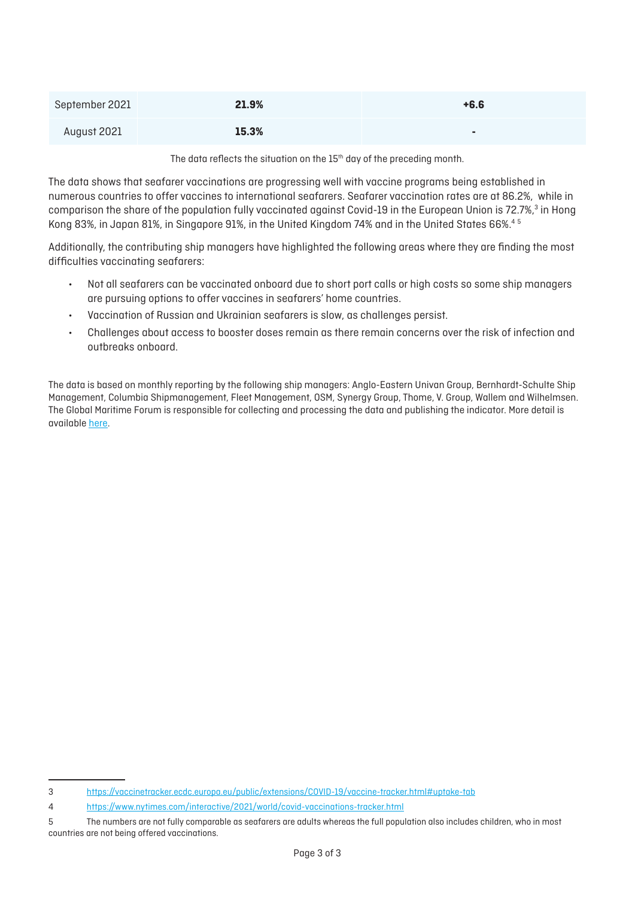| | | |
|---|---|---|
| September 2021 | **21.9%** | **+6.6** |
| August 2021 | **15.3%** | **-** |

The data reflects the situation on the 15th day of the preceding month.

The data shows that seafarer vaccinations are progressing well with vaccine programs being established in numerous countries to offer vaccines to international seafarers. Seafarer vaccination rates are at 86.2%, while in comparison the share of the population fully vaccinated against Covid-19 in the European Union is 72.7%,[3] in Hong Kong 83%, in Japan 81%, in Singapore 91%, in the United Kingdom 74% and in the United States 66%.[4] [5]

Additionally, the contributing ship managers have highlighted the following areas where they are finding the most difficulties vaccinating seafarers:

- Not all seafarers can be vaccinated onboard due to short port calls or high costs so some ship managers are pursuing options to offer vaccines in seafarers' home countries.
- Vaccination of Russian and Ukrainian seafarers is slow, as challenges persist.
- Challenges about access to booster doses remain as there remain concerns over the risk of infection and outbreaks onboard.

The data is based on monthly reporting by the following ship managers: Anglo-Eastern Univan Group, Bernhardt-Schulte Ship Management, Columbia Shipmanagement, Fleet Management, OSM, Synergy Group, Thome, V. Group, Wallem and Wilhelmsen. The Global Maritime Forum is responsible for collecting and processing the data and publishing the indicator. More detail is available here.

---

3 https://vaccinetracker.ecdc.europa.eu/public/extensions/COVID-19/vaccine-tracker.html#uptake-tab

4 https://www.nytimes.com/interactive/2021/world/covid-vaccinations-tracker.html

5 The numbers are not fully comparable as seafarers are adults whereas the full population also includes children, who in most countries are not being offered vaccinations.